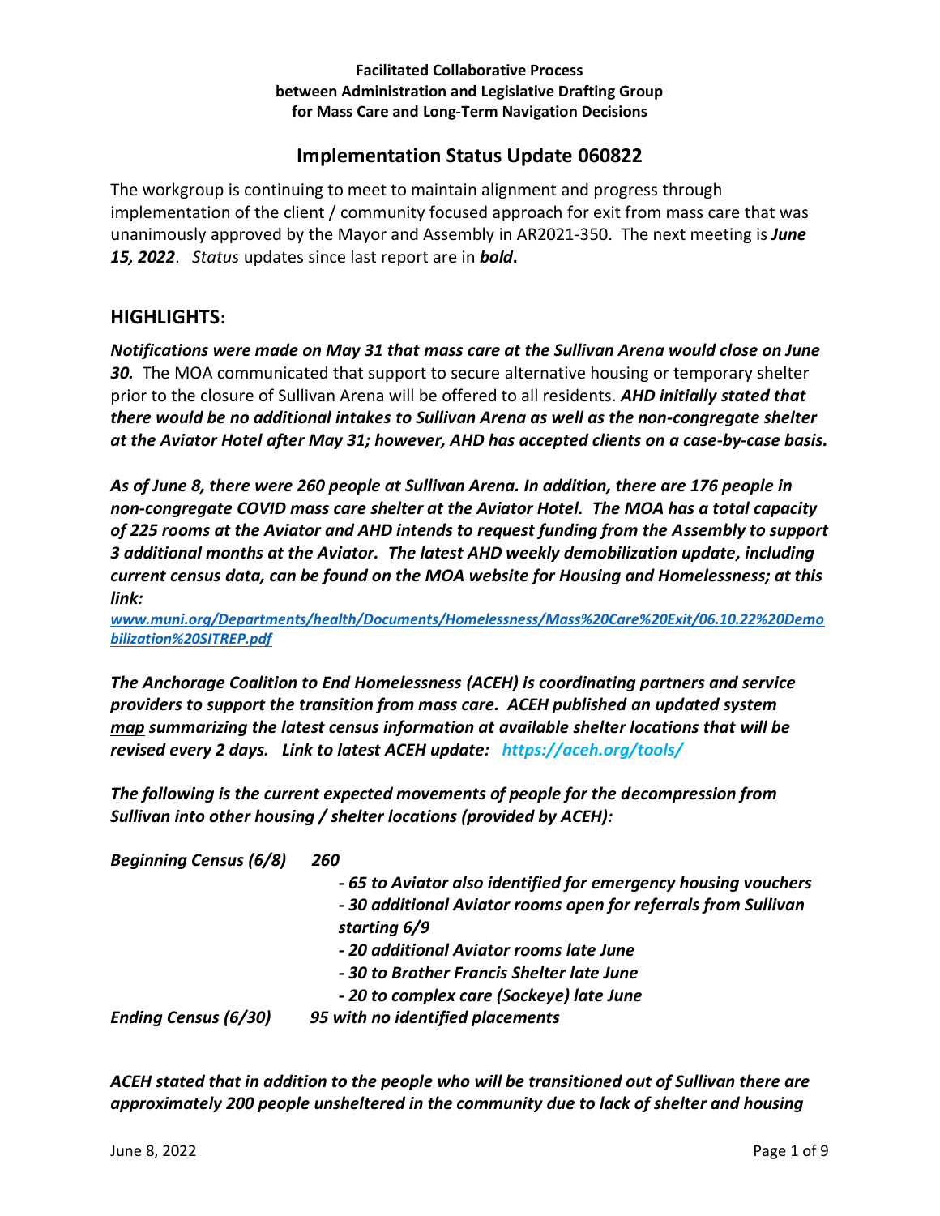**Facilitated Collaborative Process**
**between Administration and Legislative Drafting Group**
**for Mass Care and Long-Term Navigation Decisions**

## Implementation Status Update 060822

The workgroup is continuing to meet to maintain alignment and progress through implementation of the client / community focused approach for exit from mass care that was unanimously approved by the Mayor and Assembly in AR2021-350. The next meeting is ***June 15, 2022***. *Status* updates since last report are in ***bold*****.**

## HIGHLIGHTS:

***Notifications were made on May 31 that mass care at the Sullivan Arena would close on June 30.*** The MOA communicated that support to secure alternative housing or temporary shelter prior to the closure of Sullivan Arena will be offered to all residents. ***AHD initially stated that there would be no additional intakes to Sullivan Arena as well as the non-congregate shelter at the Aviator Hotel after May 31; however, AHD has accepted clients on a case-by-case basis.***

***As of June 8, there were 260 people at Sullivan Arena. In addition, there are 176 people in non-congregate COVID mass care shelter at the Aviator Hotel. The MOA has a total capacity of 225 rooms at the Aviator and AHD intends to request funding from the Assembly to support 3 additional months at the Aviator. The latest AHD weekly demobilization update, including current census data, can be found on the MOA website for Housing and Homelessness; at this link:***
***www.muni.org/Departments/health/Documents/Homelessness/Mass%20Care%20Exit/06.10.22%20Demobilization%20SITREP.pdf***

***The Anchorage Coalition to End Homelessness (ACEH) is coordinating partners and service providers to support the transition from mass care. ACEH published an updated system map summarizing the latest census information at available shelter locations that will be revised every 2 days. Link to latest ACEH update: https://aceh.org/tools/***

***The following is the current expected movements of people for the decompression from Sullivan into other housing / shelter locations (provided by ACEH):***

***Beginning Census (6/8)*** ***260***
- ***65 to Aviator also identified for emergency housing vouchers***
- ***30 additional Aviator rooms open for referrals from Sullivan starting 6/9***
- ***20 additional Aviator rooms late June***
- ***30 to Brother Francis Shelter late June***
- ***20 to complex care (Sockeye) late June***

***Ending Census (6/30)*** ***95 with no identified placements***

***ACEH stated that in addition to the people who will be transitioned out of Sullivan there are approximately 200 people unsheltered in the community due to lack of shelter and housing***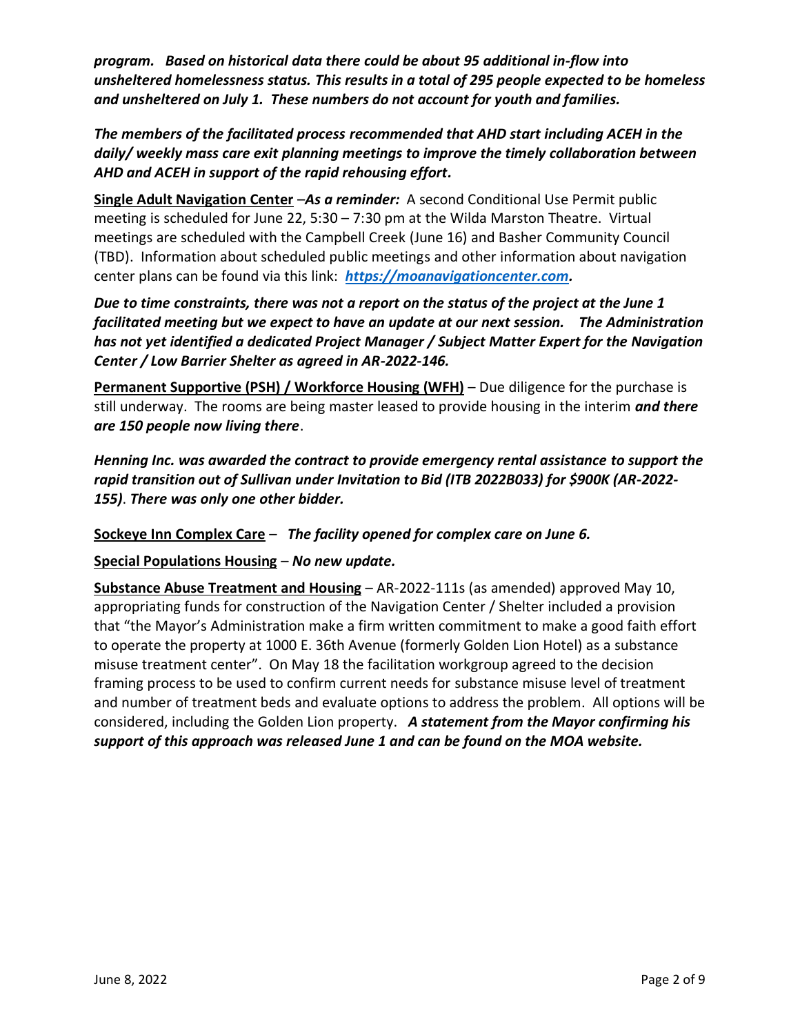***program. Based on historical data there could be about 95 additional in-flow into unsheltered homelessness status. This results in a total of 295 people expected to be homeless and unsheltered on July 1. These numbers do not account for youth and families.***

***The members of the facilitated process recommended that AHD start including ACEH in the daily/ weekly mass care exit planning meetings to improve the timely collaboration between AHD and ACEH in support of the rapid rehousing effort.***

**Single Adult Navigation Center** –***As a reminder:*** A second Conditional Use Permit public meeting is scheduled for June 22, 5:30 – 7:30 pm at the Wilda Marston Theatre. Virtual meetings are scheduled with the Campbell Creek (June 16) and Basher Community Council (TBD). Information about scheduled public meetings and other information about navigation center plans can be found via this link: ***[https://moanavigationcenter.com](https://moanavigationcenter.com).***

***Due to time constraints, there was not a report on the status of the project at the June 1 facilitated meeting but we expect to have an update at our next session. The Administration has not yet identified a dedicated Project Manager / Subject Matter Expert for the Navigation Center / Low Barrier Shelter as agreed in AR-2022-146.***

**Permanent Supportive (PSH) / Workforce Housing (WFH)** – Due diligence for the purchase is still underway. The rooms are being master leased to provide housing in the interim ***and there are 150 people now living there***.

***Henning Inc. was awarded the contract to provide emergency rental assistance to support the rapid transition out of Sullivan under Invitation to Bid (ITB 2022B033) for $900K (AR-2022-155). There was only one other bidder.***

**Sockeye Inn Complex Care** – ***The facility opened for complex care on June 6.***

**Special Populations Housing** – ***No new update.***

**Substance Abuse Treatment and Housing** – AR-2022-111s (as amended) approved May 10, appropriating funds for construction of the Navigation Center / Shelter included a provision that "the Mayor's Administration make a firm written commitment to make a good faith effort to operate the property at 1000 E. 36th Avenue (formerly Golden Lion Hotel) as a substance misuse treatment center". On May 18 the facilitation workgroup agreed to the decision framing process to be used to confirm current needs for substance misuse level of treatment and number of treatment beds and evaluate options to address the problem. All options will be considered, including the Golden Lion property. ***A statement from the Mayor confirming his support of this approach was released June 1 and can be found on the MOA website.***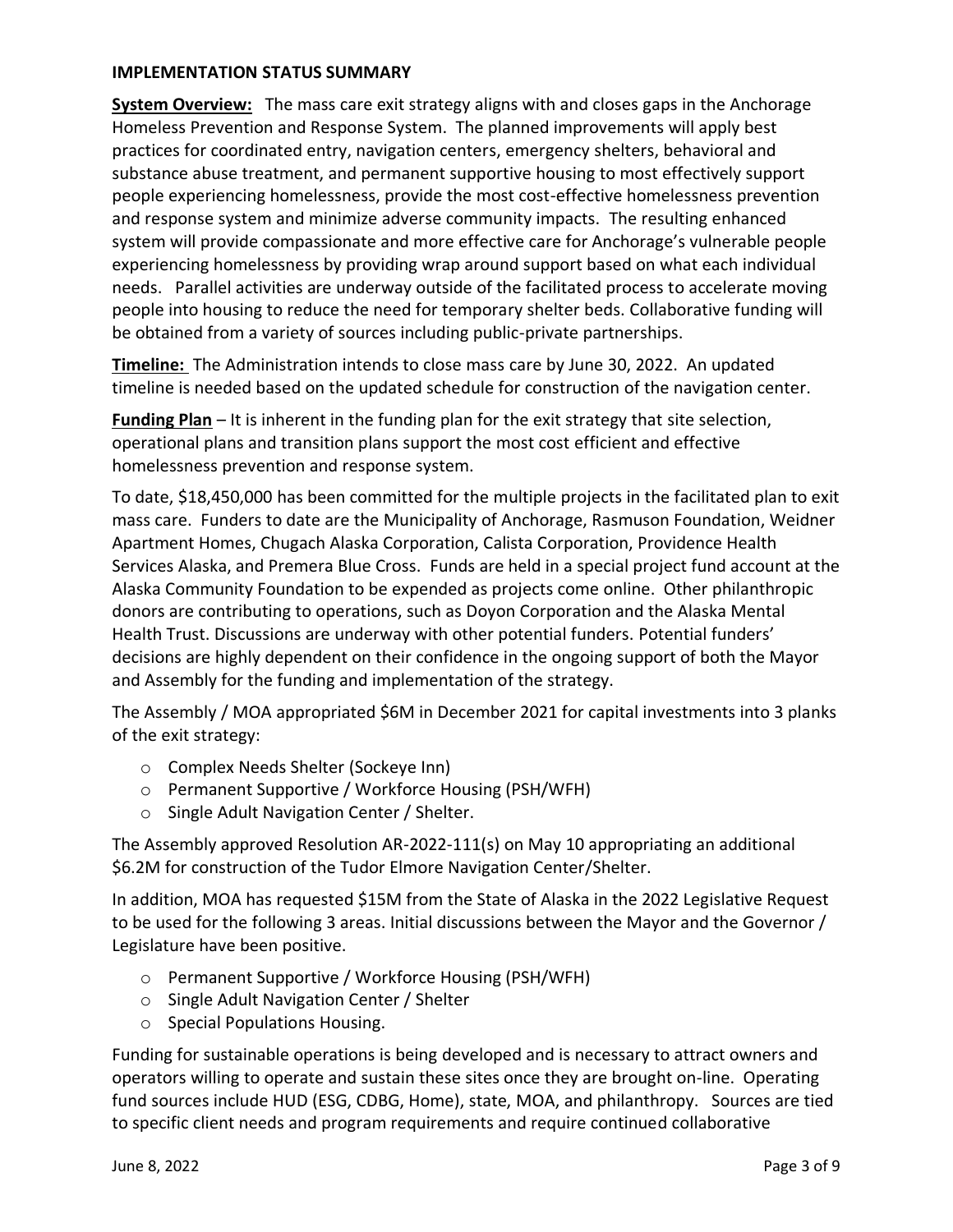## IMPLEMENTATION STATUS SUMMARY

**System Overview:** The mass care exit strategy aligns with and closes gaps in the Anchorage Homeless Prevention and Response System. The planned improvements will apply best practices for coordinated entry, navigation centers, emergency shelters, behavioral and substance abuse treatment, and permanent supportive housing to most effectively support people experiencing homelessness, provide the most cost-effective homelessness prevention and response system and minimize adverse community impacts. The resulting enhanced system will provide compassionate and more effective care for Anchorage's vulnerable people experiencing homelessness by providing wrap around support based on what each individual needs. Parallel activities are underway outside of the facilitated process to accelerate moving people into housing to reduce the need for temporary shelter beds. Collaborative funding will be obtained from a variety of sources including public-private partnerships.

**Timeline:** The Administration intends to close mass care by June 30, 2022. An updated timeline is needed based on the updated schedule for construction of the navigation center.

**Funding Plan** – It is inherent in the funding plan for the exit strategy that site selection, operational plans and transition plans support the most cost efficient and effective homelessness prevention and response system.

To date, $18,450,000 has been committed for the multiple projects in the facilitated plan to exit mass care. Funders to date are the Municipality of Anchorage, Rasmuson Foundation, Weidner Apartment Homes, Chugach Alaska Corporation, Calista Corporation, Providence Health Services Alaska, and Premera Blue Cross. Funds are held in a special project fund account at the Alaska Community Foundation to be expended as projects come online. Other philanthropic donors are contributing to operations, such as Doyon Corporation and the Alaska Mental Health Trust. Discussions are underway with other potential funders. Potential funders' decisions are highly dependent on their confidence in the ongoing support of both the Mayor and Assembly for the funding and implementation of the strategy.

The Assembly / MOA appropriated $6M in December 2021 for capital investments into 3 planks of the exit strategy:

- Complex Needs Shelter (Sockeye Inn)
- Permanent Supportive / Workforce Housing (PSH/WFH)
- Single Adult Navigation Center / Shelter.

The Assembly approved Resolution AR-2022-111(s) on May 10 appropriating an additional $6.2M for construction of the Tudor Elmore Navigation Center/Shelter.

In addition, MOA has requested $15M from the State of Alaska in the 2022 Legislative Request to be used for the following 3 areas. Initial discussions between the Mayor and the Governor / Legislature have been positive.

- Permanent Supportive / Workforce Housing (PSH/WFH)
- Single Adult Navigation Center / Shelter
- Special Populations Housing.

Funding for sustainable operations is being developed and is necessary to attract owners and operators willing to operate and sustain these sites once they are brought on-line. Operating fund sources include HUD (ESG, CDBG, Home), state, MOA, and philanthropy. Sources are tied to specific client needs and program requirements and require continued collaborative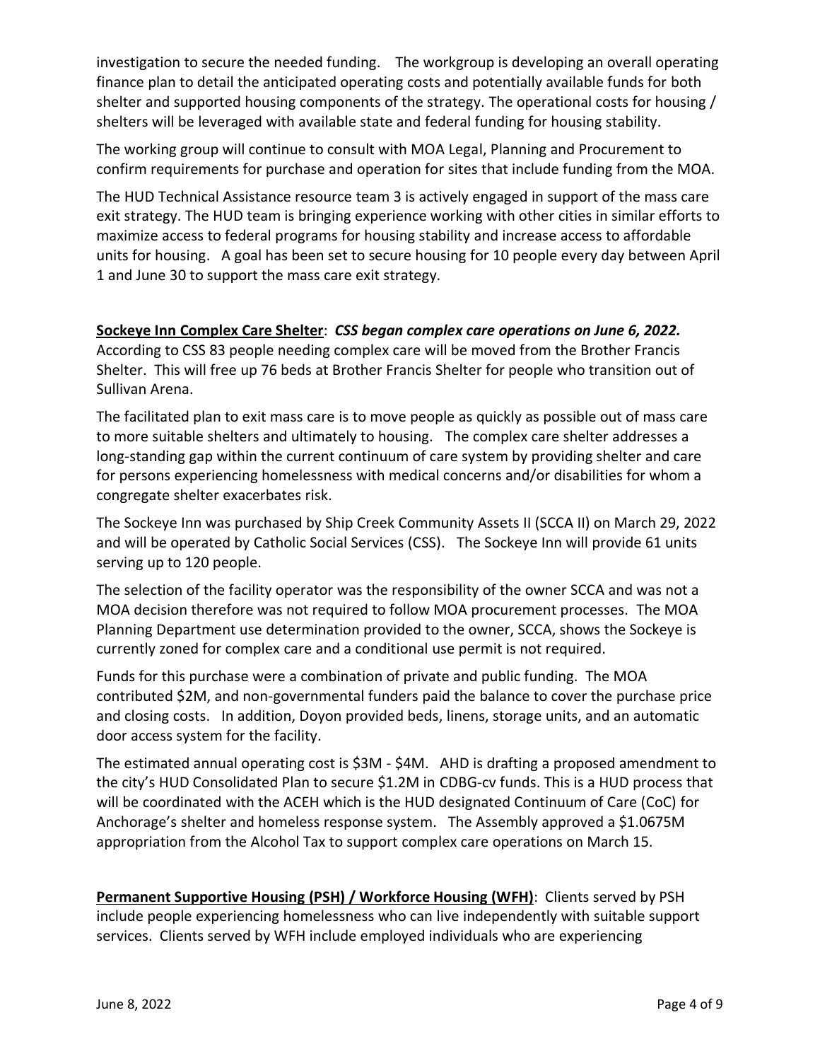investigation to secure the needed funding. The workgroup is developing an overall operating finance plan to detail the anticipated operating costs and potentially available funds for both shelter and supported housing components of the strategy. The operational costs for housing / shelters will be leveraged with available state and federal funding for housing stability.

The working group will continue to consult with MOA Legal, Planning and Procurement to confirm requirements for purchase and operation for sites that include funding from the MOA.

The HUD Technical Assistance resource team 3 is actively engaged in support of the mass care exit strategy. The HUD team is bringing experience working with other cities in similar efforts to maximize access to federal programs for housing stability and increase access to affordable units for housing. A goal has been set to secure housing for 10 people every day between April 1 and June 30 to support the mass care exit strategy.

**Sockeye Inn Complex Care Shelter**: ***CSS began complex care operations on June 6, 2022.*** According to CSS 83 people needing complex care will be moved from the Brother Francis Shelter. This will free up 76 beds at Brother Francis Shelter for people who transition out of Sullivan Arena.

The facilitated plan to exit mass care is to move people as quickly as possible out of mass care to more suitable shelters and ultimately to housing. The complex care shelter addresses a long-standing gap within the current continuum of care system by providing shelter and care for persons experiencing homelessness with medical concerns and/or disabilities for whom a congregate shelter exacerbates risk.

The Sockeye Inn was purchased by Ship Creek Community Assets II (SCCA II) on March 29, 2022 and will be operated by Catholic Social Services (CSS). The Sockeye Inn will provide 61 units serving up to 120 people.

The selection of the facility operator was the responsibility of the owner SCCA and was not a MOA decision therefore was not required to follow MOA procurement processes. The MOA Planning Department use determination provided to the owner, SCCA, shows the Sockeye is currently zoned for complex care and a conditional use permit is not required.

Funds for this purchase were a combination of private and public funding. The MOA contributed $2M, and non-governmental funders paid the balance to cover the purchase price and closing costs. In addition, Doyon provided beds, linens, storage units, and an automatic door access system for the facility.

The estimated annual operating cost is $3M - $4M. AHD is drafting a proposed amendment to the city's HUD Consolidated Plan to secure $1.2M in CDBG-cv funds. This is a HUD process that will be coordinated with the ACEH which is the HUD designated Continuum of Care (CoC) for Anchorage's shelter and homeless response system. The Assembly approved a $1.0675M appropriation from the Alcohol Tax to support complex care operations on March 15.

**Permanent Supportive Housing (PSH) / Workforce Housing (WFH)**: Clients served by PSH include people experiencing homelessness who can live independently with suitable support services. Clients served by WFH include employed individuals who are experiencing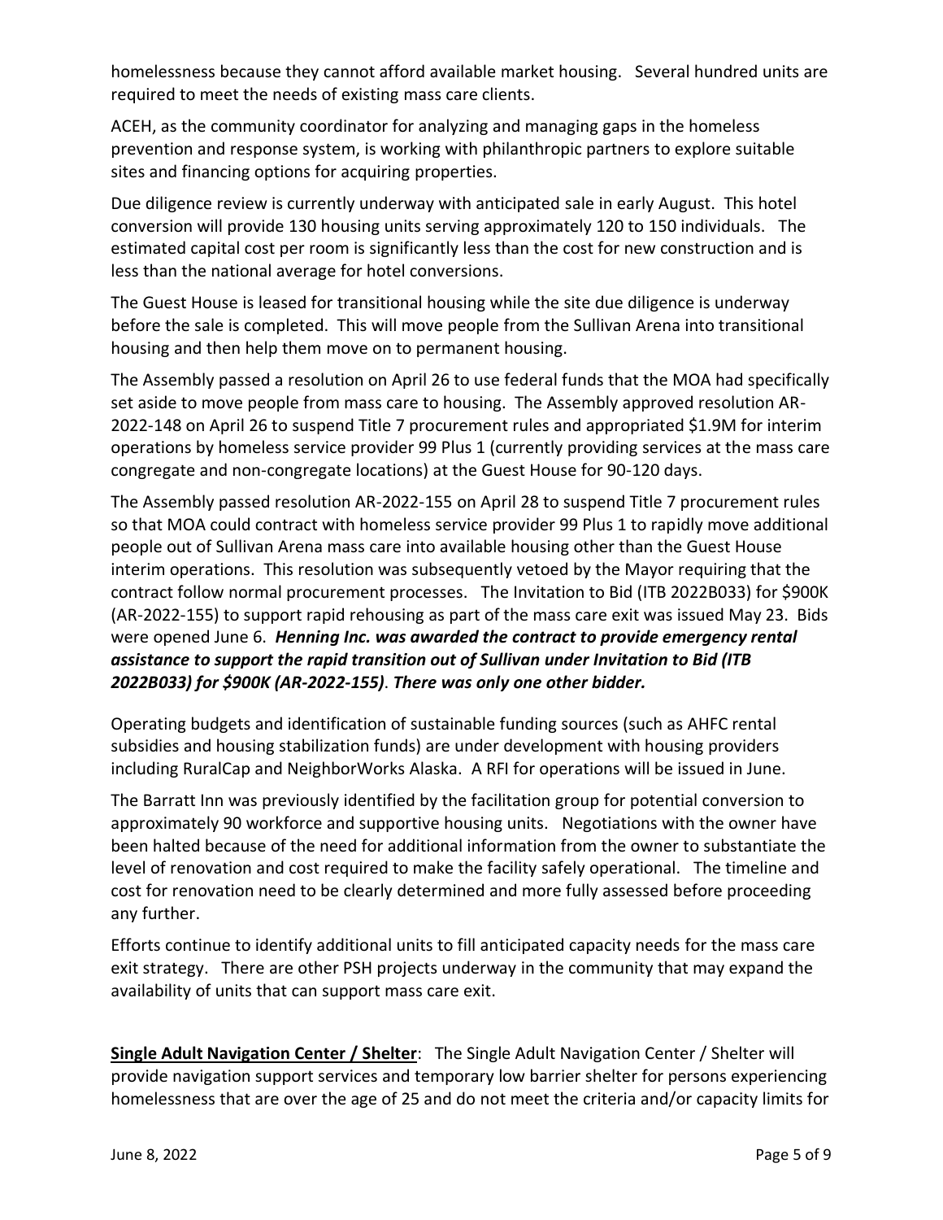homelessness because they cannot afford available market housing. Several hundred units are required to meet the needs of existing mass care clients.

ACEH, as the community coordinator for analyzing and managing gaps in the homeless prevention and response system, is working with philanthropic partners to explore suitable sites and financing options for acquiring properties.

Due diligence review is currently underway with anticipated sale in early August. This hotel conversion will provide 130 housing units serving approximately 120 to 150 individuals. The estimated capital cost per room is significantly less than the cost for new construction and is less than the national average for hotel conversions.

The Guest House is leased for transitional housing while the site due diligence is underway before the sale is completed. This will move people from the Sullivan Arena into transitional housing and then help them move on to permanent housing.

The Assembly passed a resolution on April 26 to use federal funds that the MOA had specifically set aside to move people from mass care to housing. The Assembly approved resolution AR-2022-148 on April 26 to suspend Title 7 procurement rules and appropriated $1.9M for interim operations by homeless service provider 99 Plus 1 (currently providing services at the mass care congregate and non-congregate locations) at the Guest House for 90-120 days.

The Assembly passed resolution AR-2022-155 on April 28 to suspend Title 7 procurement rules so that MOA could contract with homeless service provider 99 Plus 1 to rapidly move additional people out of Sullivan Arena mass care into available housing other than the Guest House interim operations. This resolution was subsequently vetoed by the Mayor requiring that the contract follow normal procurement processes. The Invitation to Bid (ITB 2022B033) for $900K (AR-2022-155) to support rapid rehousing as part of the mass care exit was issued May 23. Bids were opened June 6. ***Henning Inc. was awarded the contract to provide emergency rental assistance to support the rapid transition out of Sullivan under Invitation to Bid (ITB 2022B033) for $900K (AR-2022-155)*. *There was only one other bidder.***

Operating budgets and identification of sustainable funding sources (such as AHFC rental subsidies and housing stabilization funds) are under development with housing providers including RuralCap and NeighborWorks Alaska. A RFI for operations will be issued in June.

The Barratt Inn was previously identified by the facilitation group for potential conversion to approximately 90 workforce and supportive housing units. Negotiations with the owner have been halted because of the need for additional information from the owner to substantiate the level of renovation and cost required to make the facility safely operational. The timeline and cost for renovation need to be clearly determined and more fully assessed before proceeding any further.

Efforts continue to identify additional units to fill anticipated capacity needs for the mass care exit strategy. There are other PSH projects underway in the community that may expand the availability of units that can support mass care exit.

**Single Adult Navigation Center / Shelter**: The Single Adult Navigation Center / Shelter will provide navigation support services and temporary low barrier shelter for persons experiencing homelessness that are over the age of 25 and do not meet the criteria and/or capacity limits for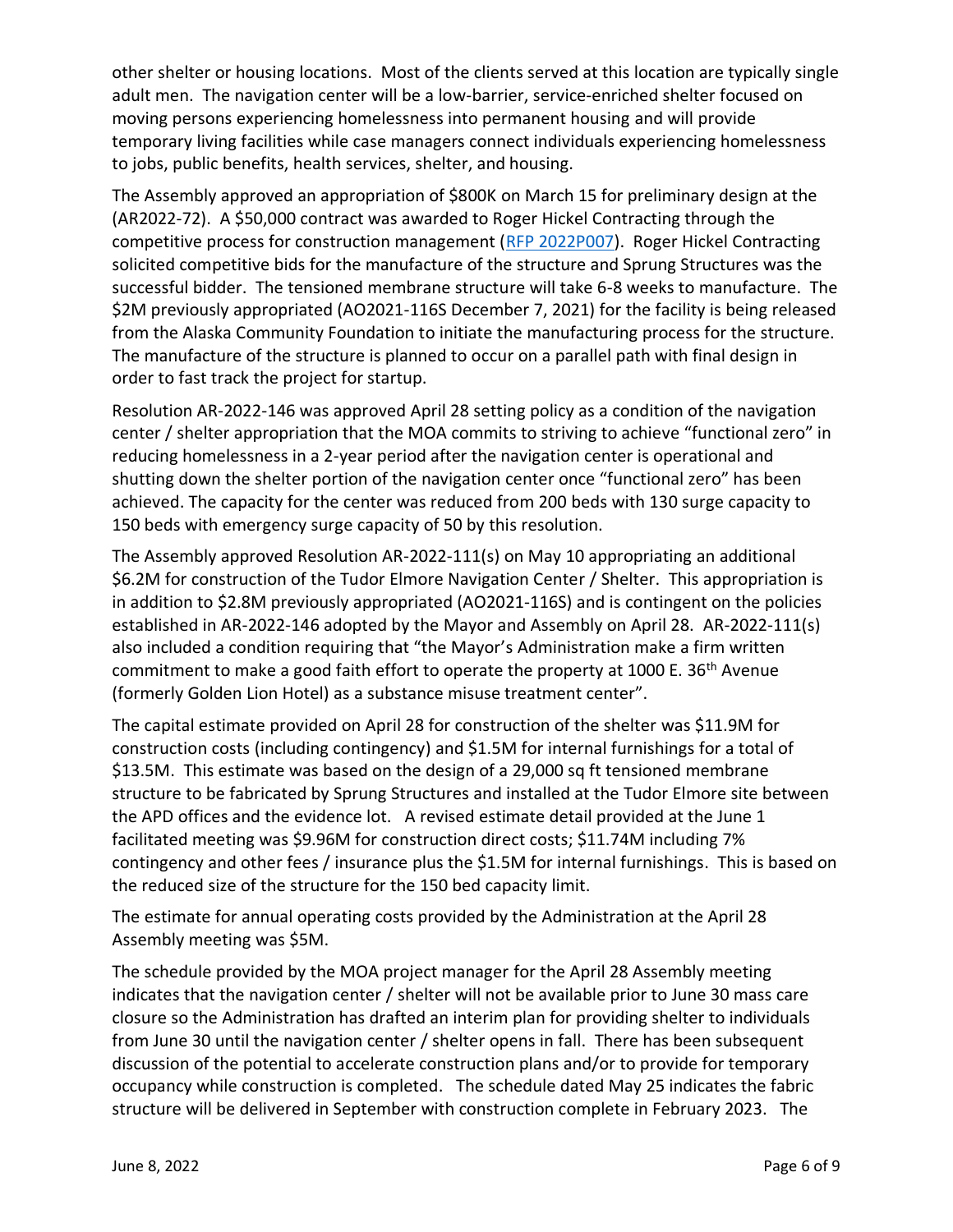other shelter or housing locations. Most of the clients served at this location are typically single adult men. The navigation center will be a low-barrier, service-enriched shelter focused on moving persons experiencing homelessness into permanent housing and will provide temporary living facilities while case managers connect individuals experiencing homelessness to jobs, public benefits, health services, shelter, and housing.

The Assembly approved an appropriation of $800K on March 15 for preliminary design at the (AR2022-72). A $50,000 contract was awarded to Roger Hickel Contracting through the competitive process for construction management (RFP 2022P007). Roger Hickel Contracting solicited competitive bids for the manufacture of the structure and Sprung Structures was the successful bidder. The tensioned membrane structure will take 6-8 weeks to manufacture. The $2M previously appropriated (AO2021-116S December 7, 2021) for the facility is being released from the Alaska Community Foundation to initiate the manufacturing process for the structure. The manufacture of the structure is planned to occur on a parallel path with final design in order to fast track the project for startup.

Resolution AR-2022-146 was approved April 28 setting policy as a condition of the navigation center / shelter appropriation that the MOA commits to striving to achieve "functional zero" in reducing homelessness in a 2-year period after the navigation center is operational and shutting down the shelter portion of the navigation center once "functional zero" has been achieved. The capacity for the center was reduced from 200 beds with 130 surge capacity to 150 beds with emergency surge capacity of 50 by this resolution.

The Assembly approved Resolution AR-2022-111(s) on May 10 appropriating an additional $6.2M for construction of the Tudor Elmore Navigation Center / Shelter. This appropriation is in addition to $2.8M previously appropriated (AO2021-116S) and is contingent on the policies established in AR-2022-146 adopted by the Mayor and Assembly on April 28. AR-2022-111(s) also included a condition requiring that "the Mayor's Administration make a firm written commitment to make a good faith effort to operate the property at 1000 E. 36th Avenue (formerly Golden Lion Hotel) as a substance misuse treatment center".

The capital estimate provided on April 28 for construction of the shelter was $11.9M for construction costs (including contingency) and $1.5M for internal furnishings for a total of $13.5M. This estimate was based on the design of a 29,000 sq ft tensioned membrane structure to be fabricated by Sprung Structures and installed at the Tudor Elmore site between the APD offices and the evidence lot. A revised estimate detail provided at the June 1 facilitated meeting was $9.96M for construction direct costs; $11.74M including 7% contingency and other fees / insurance plus the $1.5M for internal furnishings. This is based on the reduced size of the structure for the 150 bed capacity limit.

The estimate for annual operating costs provided by the Administration at the April 28 Assembly meeting was $5M.

The schedule provided by the MOA project manager for the April 28 Assembly meeting indicates that the navigation center / shelter will not be available prior to June 30 mass care closure so the Administration has drafted an interim plan for providing shelter to individuals from June 30 until the navigation center / shelter opens in fall. There has been subsequent discussion of the potential to accelerate construction plans and/or to provide for temporary occupancy while construction is completed. The schedule dated May 25 indicates the fabric structure will be delivered in September with construction complete in February 2023. The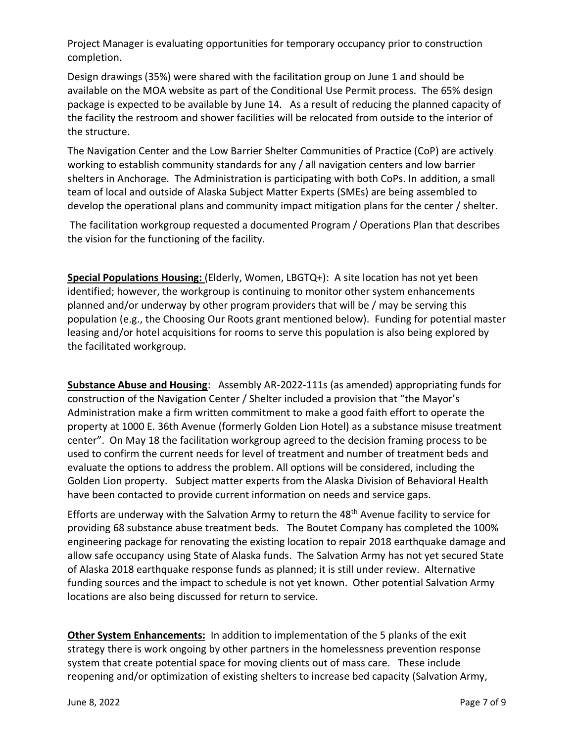Project Manager is evaluating opportunities for temporary occupancy prior to construction completion.

Design drawings (35%) were shared with the facilitation group on June 1 and should be available on the MOA website as part of the Conditional Use Permit process. The 65% design package is expected to be available by June 14. As a result of reducing the planned capacity of the facility the restroom and shower facilities will be relocated from outside to the interior of the structure.

The Navigation Center and the Low Barrier Shelter Communities of Practice (CoP) are actively working to establish community standards for any / all navigation centers and low barrier shelters in Anchorage. The Administration is participating with both CoPs. In addition, a small team of local and outside of Alaska Subject Matter Experts (SMEs) are being assembled to develop the operational plans and community impact mitigation plans for the center / shelter.

The facilitation workgroup requested a documented Program / Operations Plan that describes the vision for the functioning of the facility.

**Special Populations Housing:** (Elderly, Women, LBGTQ+): A site location has not yet been identified; however, the workgroup is continuing to monitor other system enhancements planned and/or underway by other program providers that will be / may be serving this population (e.g., the Choosing Our Roots grant mentioned below). Funding for potential master leasing and/or hotel acquisitions for rooms to serve this population is also being explored by the facilitated workgroup.

**Substance Abuse and Housing**: Assembly AR-2022-111s (as amended) appropriating funds for construction of the Navigation Center / Shelter included a provision that "the Mayor's Administration make a firm written commitment to make a good faith effort to operate the property at 1000 E. 36th Avenue (formerly Golden Lion Hotel) as a substance misuse treatment center". On May 18 the facilitation workgroup agreed to the decision framing process to be used to confirm the current needs for level of treatment and number of treatment beds and evaluate the options to address the problem. All options will be considered, including the Golden Lion property. Subject matter experts from the Alaska Division of Behavioral Health have been contacted to provide current information on needs and service gaps.

Efforts are underway with the Salvation Army to return the 48th Avenue facility to service for providing 68 substance abuse treatment beds. The Boutet Company has completed the 100% engineering package for renovating the existing location to repair 2018 earthquake damage and allow safe occupancy using State of Alaska funds. The Salvation Army has not yet secured State of Alaska 2018 earthquake response funds as planned; it is still under review. Alternative funding sources and the impact to schedule is not yet known. Other potential Salvation Army locations are also being discussed for return to service.

**Other System Enhancements:** In addition to implementation of the 5 planks of the exit strategy there is work ongoing by other partners in the homelessness prevention response system that create potential space for moving clients out of mass care. These include reopening and/or optimization of existing shelters to increase bed capacity (Salvation Army,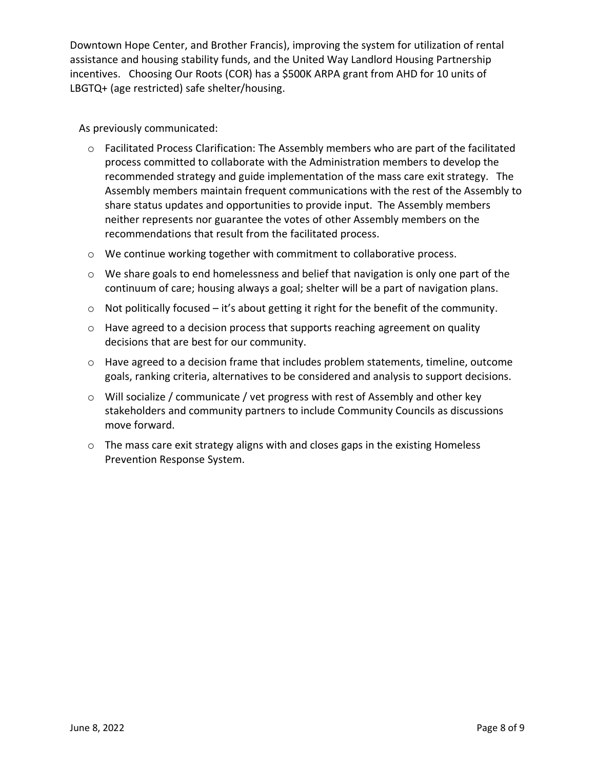Downtown Hope Center, and Brother Francis), improving the system for utilization of rental assistance and housing stability funds, and the United Way Landlord Housing Partnership incentives. Choosing Our Roots (COR) has a $500K ARPA grant from AHD for 10 units of LBGTQ+ (age restricted) safe shelter/housing.

As previously communicated:

- Facilitated Process Clarification: The Assembly members who are part of the facilitated process committed to collaborate with the Administration members to develop the recommended strategy and guide implementation of the mass care exit strategy. The Assembly members maintain frequent communications with the rest of the Assembly to share status updates and opportunities to provide input. The Assembly members neither represents nor guarantee the votes of other Assembly members on the recommendations that result from the facilitated process.
- We continue working together with commitment to collaborative process.
- We share goals to end homelessness and belief that navigation is only one part of the continuum of care; housing always a goal; shelter will be a part of navigation plans.
- Not politically focused – it's about getting it right for the benefit of the community.
- Have agreed to a decision process that supports reaching agreement on quality decisions that are best for our community.
- Have agreed to a decision frame that includes problem statements, timeline, outcome goals, ranking criteria, alternatives to be considered and analysis to support decisions.
- Will socialize / communicate / vet progress with rest of Assembly and other key stakeholders and community partners to include Community Councils as discussions move forward.
- The mass care exit strategy aligns with and closes gaps in the existing Homeless Prevention Response System.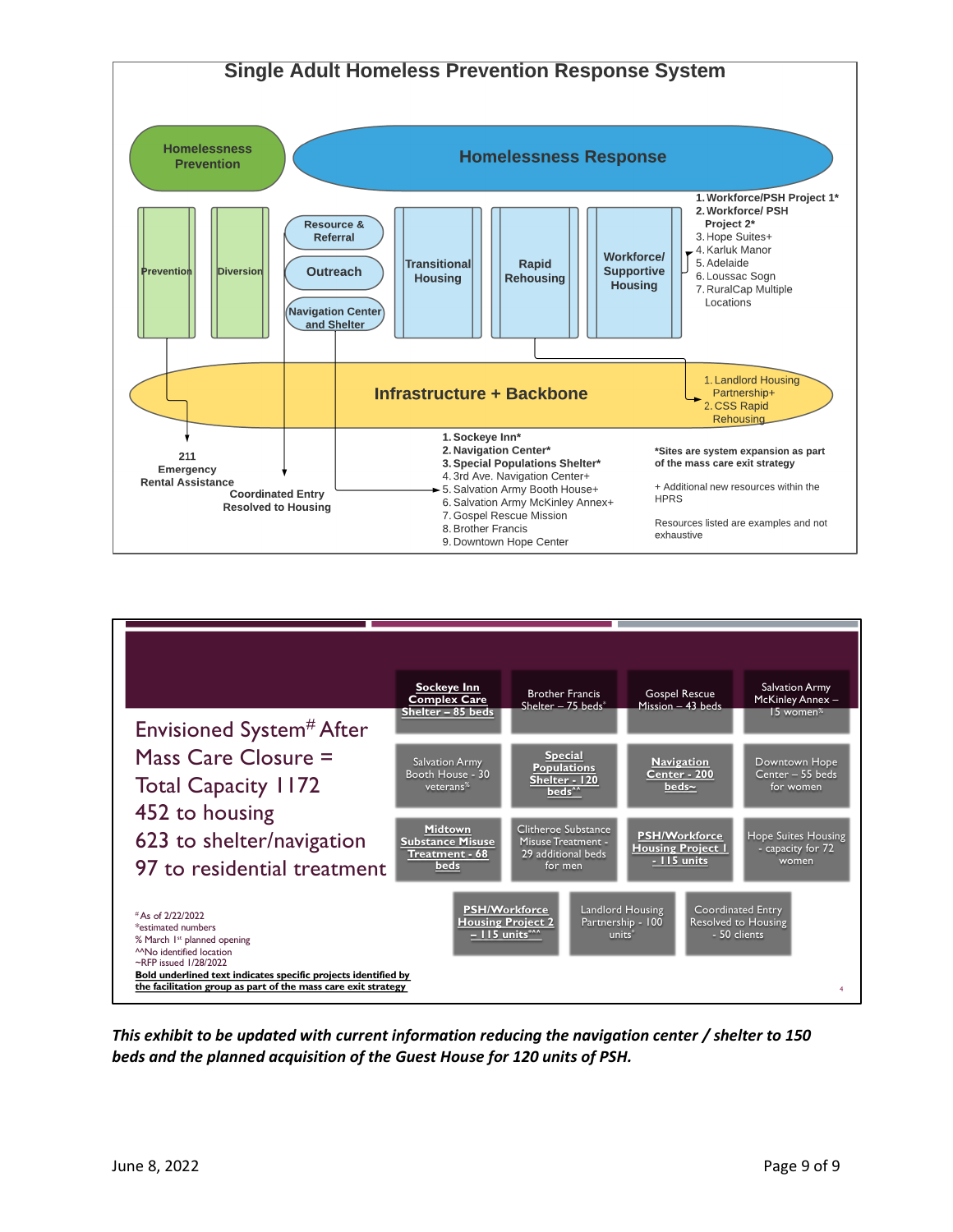## Single Adult Homeless Prevention Response System

Homelessness Prevention

Homelessness Response

Prevention

Diversion

Resource & Referral

Outreach

Navigation Center and Shelter

Transitional Housing

Rapid Rehousing

Workforce/ Supportive Housing

1. **Workforce/PSH Project 1***
2. **Workforce/ PSH Project 2***
3. Hope Suites+
4. Karluk Manor
5. Adelaide
6. Lousac Sogn
7. RuralCap Multiple Locations

Infrastructure + Backbone

1. Landlord Housing Partnership+
2. CSS Rapid Rehousing

211 Emergency Rental Assistance

Coordinated Entry Resolved to Housing

1. **Sockeye Inn***
2. **Navigation Center***
3. **Special Populations Shelter***
4. 3rd Ave. Navigation Center+
5. Salvation Army Booth House+
6. Salvation Army McKinley Annex+
7. Gospel Rescue Mission
8. Brother Francis
9. Downtown Hope Center

*Sites are system expansion as part of the mass care exit strategy

+ Additional new resources within the HPRS

Resources listed are examples and not exhaustive

Envisioned System[#] After Mass Care Closure = Total Capacity 1172
452 to housing
623 to shelter/navigation
97 to residential treatment

**<u>Sockeye Inn Complex Care Shelter – 85 beds</u>**

Brother Francis Shelter – 75 beds*

Gospel Rescue Mission – 43 beds

Salvation Army McKinley Annex – 15 women%

Salvation Army Booth House - 30 veterans%

**<u>Special Populations Shelter - 120 beds^^</u>**

**<u>Navigation Center – 200 beds~</u>**

Downtown Hope Center – 55 beds for women

**<u>Midtown Substance Misuse Treatment - 68 beds</u>**

Clitheroe Substance Misuse Treatment - 29 additional beds for men

**<u>PSH/Workforce Housing Project 1 - 115 units</u>**

Hope Suites Housing - capacity for 72 women

**<u>PSH/Workforce Housing Project 2 – 115 units^^^</u>**

Landlord Housing Partnership - 100 units*

Coordinated Entry Resolved to Housing - 50 clients

[#]As of 2/22/2022
*estimated numbers
% March 1st planned opening
^^No identified location
~RFP issued 1/28/2022
**<u>Bold underlined text indicates specific projects identified by the facilitation group as part of the mass care exit strategy</u>**

***This exhibit to be updated with current information reducing the navigation center / shelter to 150 beds and the planned acquisition of the Guest House for 120 units of PSH.***

June 8, 2022